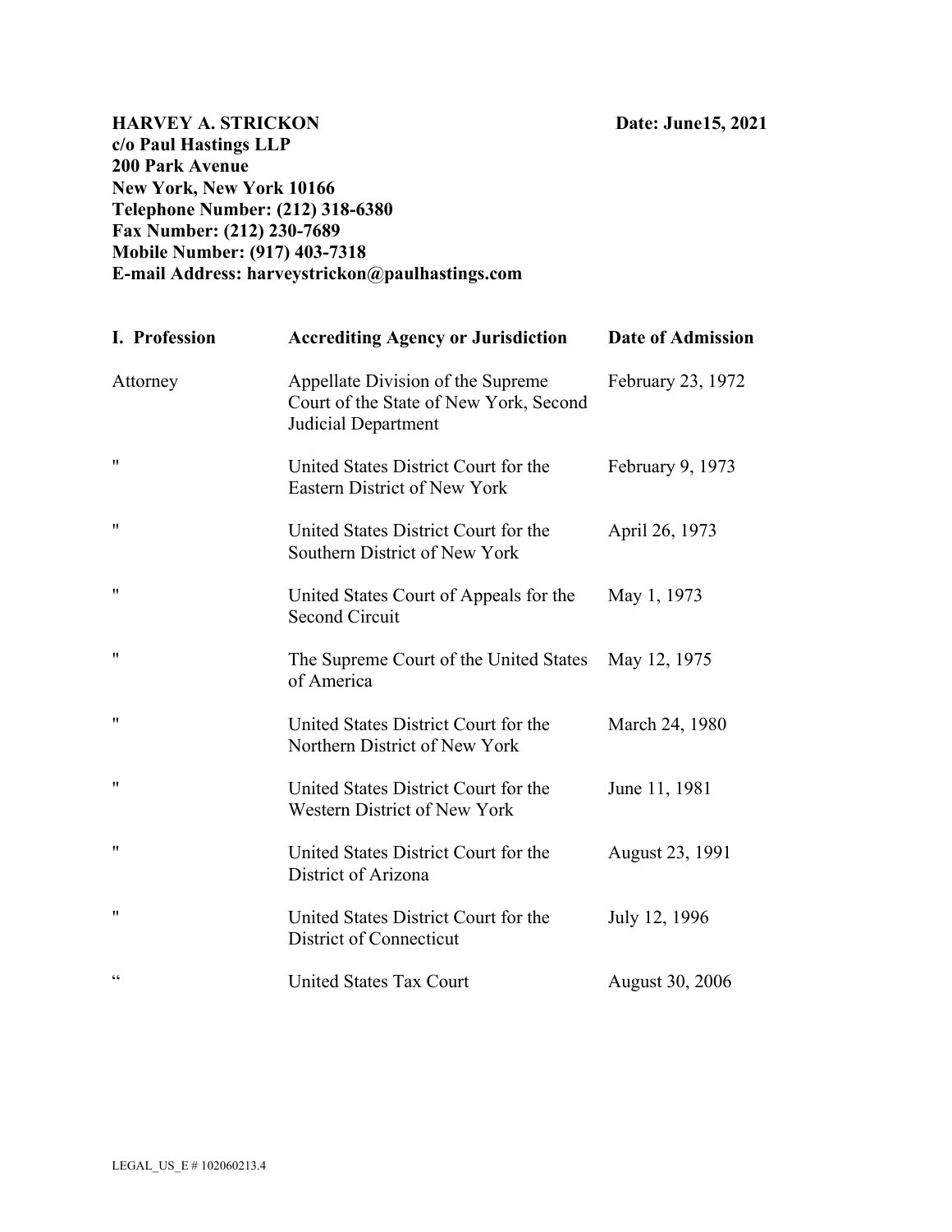**HARVEY A. STRICKON** **Date: June15, 2021**
**c/o Paul Hastings LLP**
**200 Park Avenue**
**New York, New York 10166**
**Telephone Number: (212) 318-6380**
**Fax Number: (212) 230-7689**
**Mobile Number: (917) 403-7318**
**E-mail Address: harveystrickon@paulhastings.com**

| **I. Profession** | **Accrediting Agency or Jurisdiction** | **Date of Admission** |
|---|---|---|
| Attorney | Appellate Division of the Supreme Court of the State of New York, Second Judicial Department | February 23, 1972 |
| " | United States District Court for the Eastern District of New York | February 9, 1973 |
| " | United States District Court for the Southern District of New York | April 26, 1973 |
| " | United States Court of Appeals for the Second Circuit | May 1, 1973 |
| " | The Supreme Court of the United States of America | May 12, 1975 |
| " | United States District Court for the Northern District of New York | March 24, 1980 |
| " | United States District Court for the Western District of New York | June 11, 1981 |
| " | United States District Court for the District of Arizona | August 23, 1991 |
| " | United States District Court for the District of Connecticut | July 12, 1996 |
| " | United States Tax Court | August 30, 2006 |

LEGAL_US_E # 102060213.4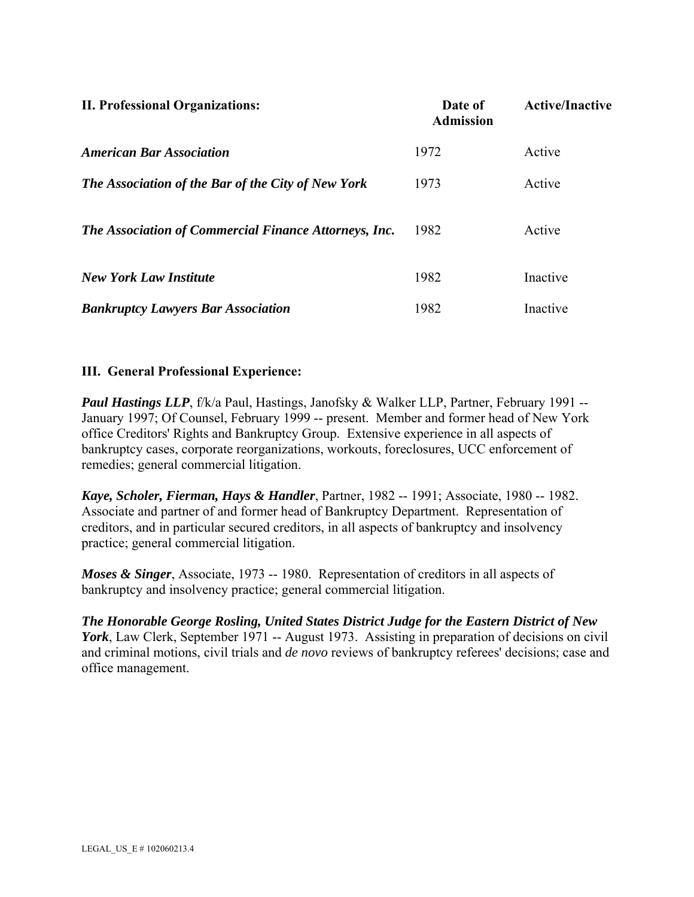| **II. Professional Organizations:** | **Date of Admission** | **Active/Inactive** |
|---|---|---|
| ***American Bar Association*** | 1972 | Active |
| ***The Association of the Bar of the City of New York*** | 1973 | Active |
| ***The Association of Commercial Finance Attorneys, Inc.*** | 1982 | Active |
| ***New York Law Institute*** | 1982 | Inactive |
| ***Bankruptcy Lawyers Bar Association*** | 1982 | Inactive |

**III. General Professional Experience:**

***Paul Hastings LLP***, f/k/a Paul, Hastings, Janofsky & Walker LLP, Partner, February 1991 -- January 1997; Of Counsel, February 1999 -- present. Member and former head of New York office Creditors' Rights and Bankruptcy Group. Extensive experience in all aspects of bankruptcy cases, corporate reorganizations, workouts, foreclosures, UCC enforcement of remedies; general commercial litigation.

***Kaye, Scholer, Fierman, Hays & Handler***, Partner, 1982 -- 1991; Associate, 1980 -- 1982. Associate and partner of and former head of Bankruptcy Department. Representation of creditors, and in particular secured creditors, in all aspects of bankruptcy and insolvency practice; general commercial litigation.

***Moses & Singer***, Associate, 1973 -- 1980. Representation of creditors in all aspects of bankruptcy and insolvency practice; general commercial litigation.

***The Honorable George Rosling, United States District Judge for the Eastern District of New York***, Law Clerk, September 1971 -- August 1973. Assisting in preparation of decisions on civil and criminal motions, civil trials and *de novo* reviews of bankruptcy referees' decisions; case and office management.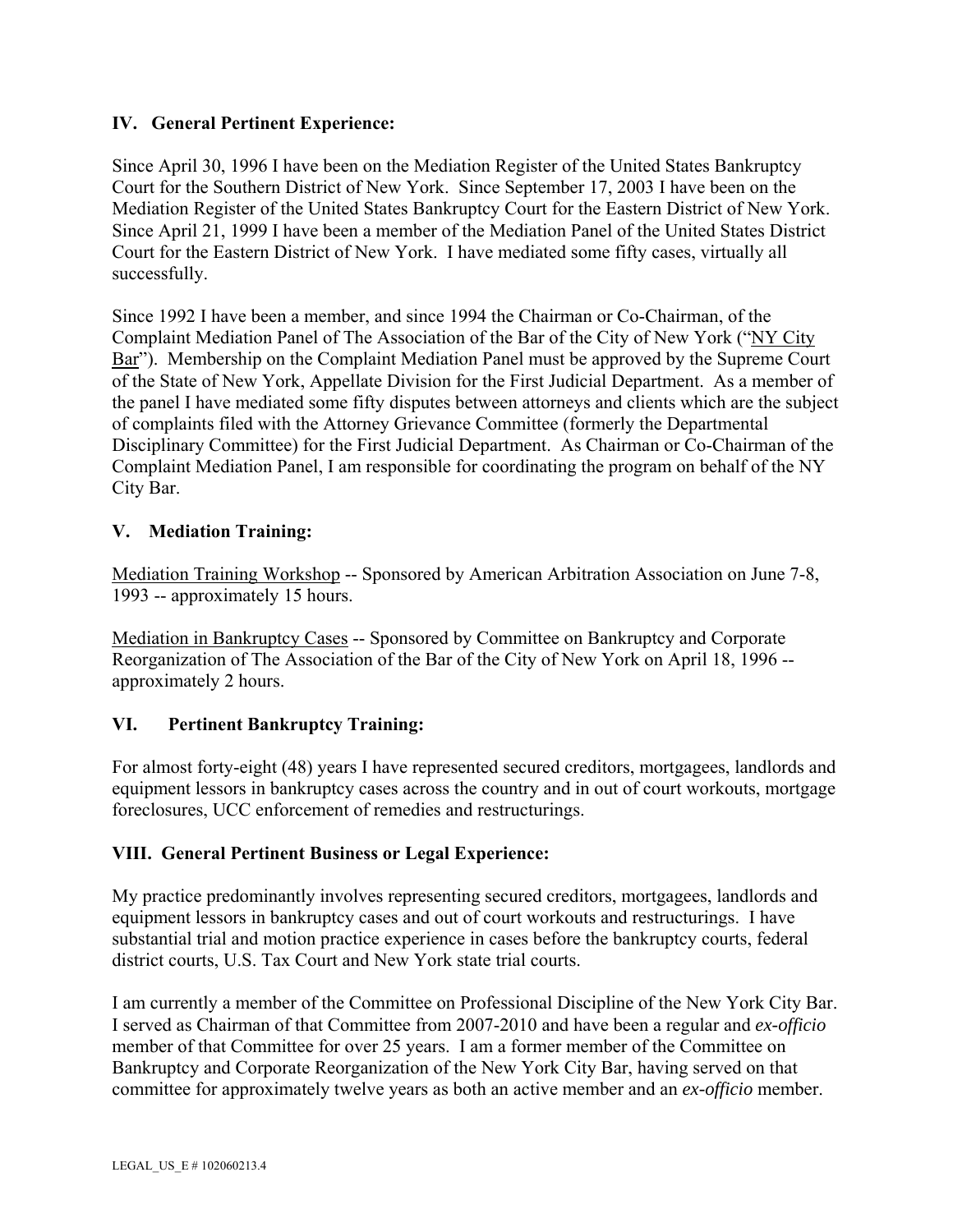## IV. General Pertinent Experience:

Since April 30, 1996 I have been on the Mediation Register of the United States Bankruptcy Court for the Southern District of New York. Since September 17, 2003 I have been on the Mediation Register of the United States Bankruptcy Court for the Eastern District of New York. Since April 21, 1999 I have been a member of the Mediation Panel of the United States District Court for the Eastern District of New York. I have mediated some fifty cases, virtually all successfully.

Since 1992 I have been a member, and since 1994 the Chairman or Co-Chairman, of the Complaint Mediation Panel of The Association of the Bar of the City of New York ("NY City Bar"). Membership on the Complaint Mediation Panel must be approved by the Supreme Court of the State of New York, Appellate Division for the First Judicial Department. As a member of the panel I have mediated some fifty disputes between attorneys and clients which are the subject of complaints filed with the Attorney Grievance Committee (formerly the Departmental Disciplinary Committee) for the First Judicial Department. As Chairman or Co-Chairman of the Complaint Mediation Panel, I am responsible for coordinating the program on behalf of the NY City Bar.

## V. Mediation Training:

Mediation Training Workshop -- Sponsored by American Arbitration Association on June 7-8, 1993 -- approximately 15 hours.

Mediation in Bankruptcy Cases -- Sponsored by Committee on Bankruptcy and Corporate Reorganization of The Association of the Bar of the City of New York on April 18, 1996 -- approximately 2 hours.

## VI. Pertinent Bankruptcy Training:

For almost forty-eight (48) years I have represented secured creditors, mortgagees, landlords and equipment lessors in bankruptcy cases across the country and in out of court workouts, mortgage foreclosures, UCC enforcement of remedies and restructurings.

## VIII. General Pertinent Business or Legal Experience:

My practice predominantly involves representing secured creditors, mortgagees, landlords and equipment lessors in bankruptcy cases and out of court workouts and restructurings. I have substantial trial and motion practice experience in cases before the bankruptcy courts, federal district courts, U.S. Tax Court and New York state trial courts.

I am currently a member of the Committee on Professional Discipline of the New York City Bar. I served as Chairman of that Committee from 2007-2010 and have been a regular and *ex-officio* member of that Committee for over 25 years. I am a former member of the Committee on Bankruptcy and Corporate Reorganization of the New York City Bar, having served on that committee for approximately twelve years as both an active member and an *ex-officio* member.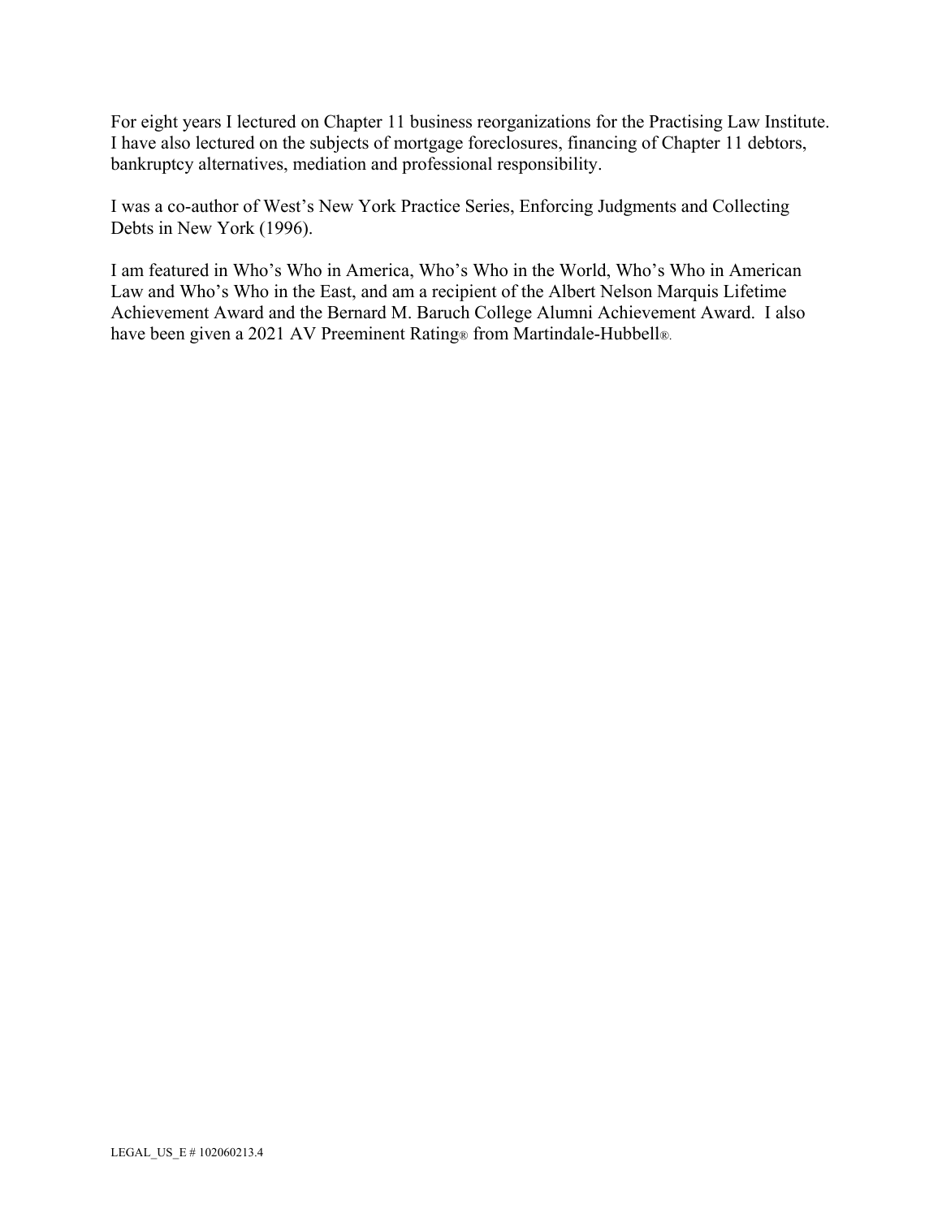For eight years I lectured on Chapter 11 business reorganizations for the Practising Law Institute. I have also lectured on the subjects of mortgage foreclosures, financing of Chapter 11 debtors, bankruptcy alternatives, mediation and professional responsibility.

I was a co-author of West's New York Practice Series, Enforcing Judgments and Collecting Debts in New York (1996).

I am featured in Who's Who in America, Who's Who in the World, Who's Who in American Law and Who's Who in the East, and am a recipient of the Albert Nelson Marquis Lifetime Achievement Award and the Bernard M. Baruch College Alumni Achievement Award. I also have been given a 2021 AV Preeminent Rating® from Martindale-Hubbell®.

LEGAL_US_E # 102060213.4